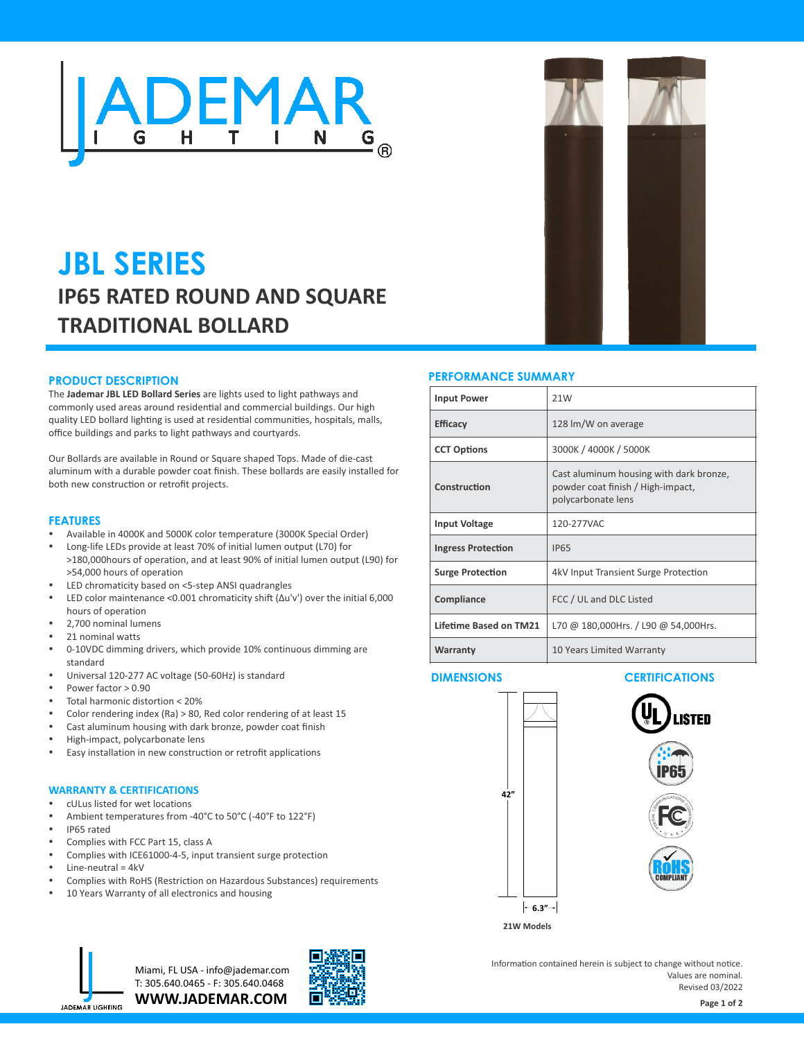# JBL SERIES

## IP65 RATED ROUND AND SQUARE TRADITIONAL BOLLARD

### PRODUCT DESCRIPTION

The **Jademar JBL LED Bollard Series** are lights used to light pathways and commonly used areas around residential and commercial buildings. Our high quality LED bollard lighting is used at residential communities, hospitals, malls, office buildings and parks to light pathways and courtyards.

Our Bollards are available in Round or Square shaped Tops. Made of die-cast aluminum with a durable powder coat finish. These bollards are easily installed for both new construction or retrofit projects.

### FEATURES

- Available in 4000K and 5000K color temperature (3000K Special Order)
- Long-life LEDs provide at least 70% of initial lumen output (L70) for >180,000hours of operation, and at least 90% of initial lumen output (L90) for >54,000 hours of operation
- LED chromaticity based on <5-step ANSI quadrangles
- LED color maintenance <0.001 chromaticity shift (Δu'v') over the initial 6,000 hours of operation
- 2,700 nominal lumens
- 21 nominal watts
- 0-10VDC dimming drivers, which provide 10% continuous dimming are standard
- Universal 120-277 AC voltage (50-60Hz) is standard
- Power factor > 0.90
- Total harmonic distortion < 20%
- Color rendering index (Ra) > 80, Red color rendering of at least 15
- Cast aluminum housing with dark bronze, powder coat finish
- High-impact, polycarbonate lens
- Easy installation in new construction or retrofit applications

### WARRANTY & CERTIFICATIONS

- cULus listed for wet locations
- Ambient temperatures from -40°C to 50°C (-40°F to 122°F)
- IP65 rated
- Complies with FCC Part 15, class A
- Complies with ICE61000-4-5, input transient surge protection
- Line-neutral = 4kV
- Complies with RoHS (Restriction on Hazardous Substances) requirements
- 10 Years Warranty of all electronics and housing

### PERFORMANCE SUMMARY

| | |
|---|---|
| **Input Power** | 21W |
| **Efficacy** | 128 lm/W on average |
| **CCT Options** | 3000K / 4000K / 5000K |
| **Construction** | Cast aluminum housing with dark bronze, powder coat finish / High-impact, polycarbonate lens |
| **Input Voltage** | 120-277VAC |
| **Ingress Protection** | IP65 |
| **Surge Protection** | 4kV Input Transient Surge Protection |
| **Compliance** | FCC / UL and DLC Listed |
| **Lifetime Based on TM21** | L70 @ 180,000Hrs. / L90 @ 54,000Hrs. |
| **Warranty** | 10 Years Limited Warranty |

### DIMENSIONS

42"

6.3"

**21W Models**

### CERTIFICATIONS

UL LISTED

IP65

FC

RoHS COMPLIANT

Miami, FL USA - info@jademar.com
T: 305.640.0465 - F: 305.640.0468
**WWW.JADEMAR.COM**

Information contained herein is subject to change without notice.
Values are nominal.
Revised 03/2022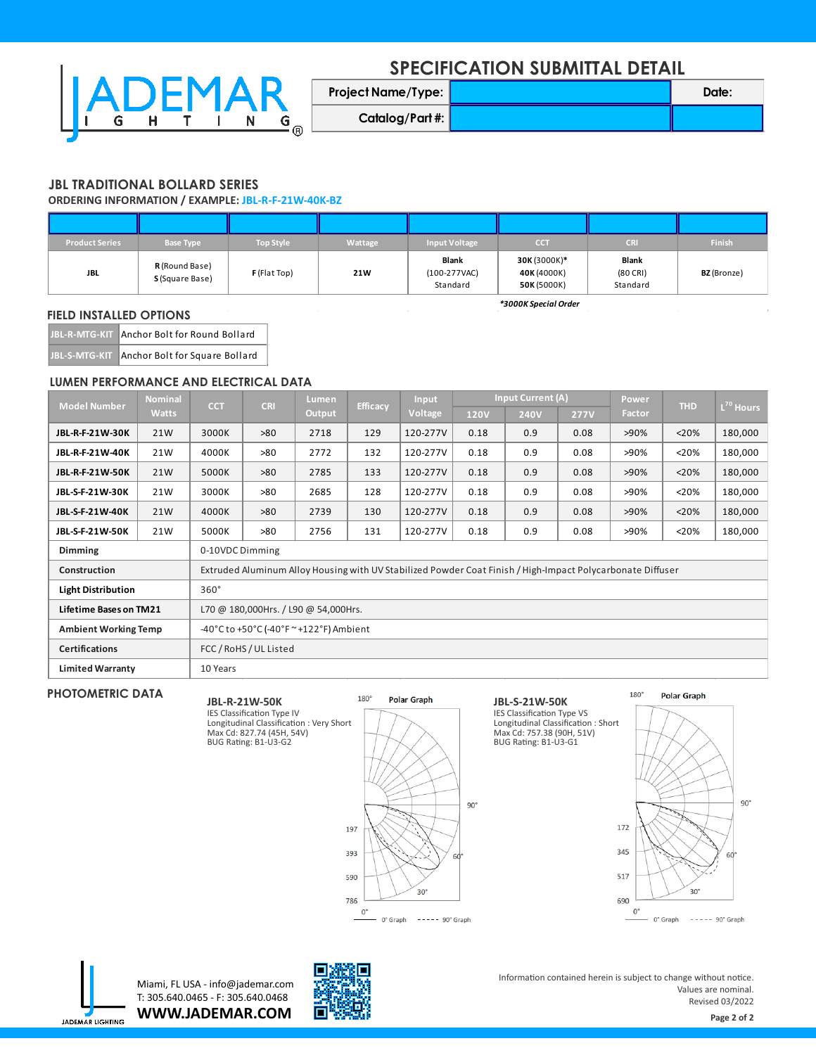# SPECIFICATION SUBMITTAL DETAIL

| Project Name/Type: | | Date: |
|---|---|---|
| Catalog/Part #: | | |

## JBL TRADITIONAL BOLLARD SERIES

**ORDERING INFORMATION / EXAMPLE: JBL-R-F-21W-40K-BZ**

| Product Series | Base Type | Top Style | Wattage | Input Voltage | CCT | CRI | Finish |
|---|---|---|---|---|---|---|---|
| **JBL** | **R** (Round Base) **S** (Square Base) | **F** (Flat Top) | **21W** | **Blank** (100-277VAC) Standard | **30K** (3000K)* **40K** (4000K) **50K** (5000K) | **Blank** (80 CRI) Standard | **BZ** (Bronze) |

***3000K Special Order***

### FIELD INSTALLED OPTIONS

| | |
|---|---|
| JBL-R-MTG-KIT | Anchor Bolt for Round Bollard |
| JBL-S-MTG-KIT | Anchor Bolt for Square Bollard |

### LUMEN PERFORMANCE AND ELECTRICAL DATA

| Model Number | Nominal Watts | CCT | CRI | Lumen Output | Efficacy | Input Voltage | Input Current (A) | | | Power Factor | THD | $L^{70}$ Hours |
|---|---|---|---|---|---|---|---|---|---|---|---|---|
| | | | | | | | 120V | 240V | 277V | | | |
| **JBL-R-F-21W-30K** | 21W | 3000K | >80 | 2718 | 129 | 120-277V | 0.18 | 0.9 | 0.08 | >90% | <20% | 180,000 |
| **JBL-R-F-21W-40K** | 21W | 4000K | >80 | 2772 | 132 | 120-277V | 0.18 | 0.9 | 0.08 | >90% | <20% | 180,000 |
| **JBL-R-F-21W-50K** | 21W | 5000K | >80 | 2785 | 133 | 120-277V | 0.18 | 0.9 | 0.08 | >90% | <20% | 180,000 |
| **JBL-S-F-21W-30K** | 21W | 3000K | >80 | 2685 | 128 | 120-277V | 0.18 | 0.9 | 0.08 | >90% | <20% | 180,000 |
| **JBL-S-F-21W-40K** | 21W | 4000K | >80 | 2739 | 130 | 120-277V | 0.18 | 0.9 | 0.08 | >90% | <20% | 180,000 |
| **JBL-S-F-21W-50K** | 21W | 5000K | >80 | 2756 | 131 | 120-277V | 0.18 | 0.9 | 0.08 | >90% | <20% | 180,000 |

| | |
|---|---|
| **Dimming** | 0-10VDC Dimming |
| **Construction** | Extruded Aluminum Alloy Housing with UV Stabilized Powder Coat Finish / High-Impact Polycarbonate Diffuser |
| **Light Distribution** | 360° |
| **Lifetime Bases on TM21** | L70 @ 180,000Hrs. / L90 @ 54,000Hrs. |
| **Ambient Working Temp** | -40°C to +50°C (-40°F ~ +122°F) Ambient |
| **Certifications** | FCC / RoHS / UL Listed |
| **Limited Warranty** | 10 Years |

### PHOTOMETRIC DATA

**JBL-R-21W-50K**
IES Classification Type IV
Longitudinal Classification : Very Short
Max Cd: 827.74 (45H, 54V)
BUG Rating: B1-U3-G2

Polar Graph
180°
90°
60°
30°
0°
197
393
590
786
0° Graph
90° Graph

**JBL-S-21W-50K**
IES Classification Type VS
Longitudinal Classification : Short
Max Cd: 757.38 (90H, 51V)
BUG Rating: B1-U3-G1

Polar Graph
180°
90°
60°
30°
0°
172
345
517
690
0° Graph
90° Graph

Miami, FL USA - info@jademar.com
T: 305.640.0465 - F: 305.640.0468
**WWW.JADEMAR.COM**

Information contained herein is subject to change without notice.
Values are nominal.
Revised 03/2022